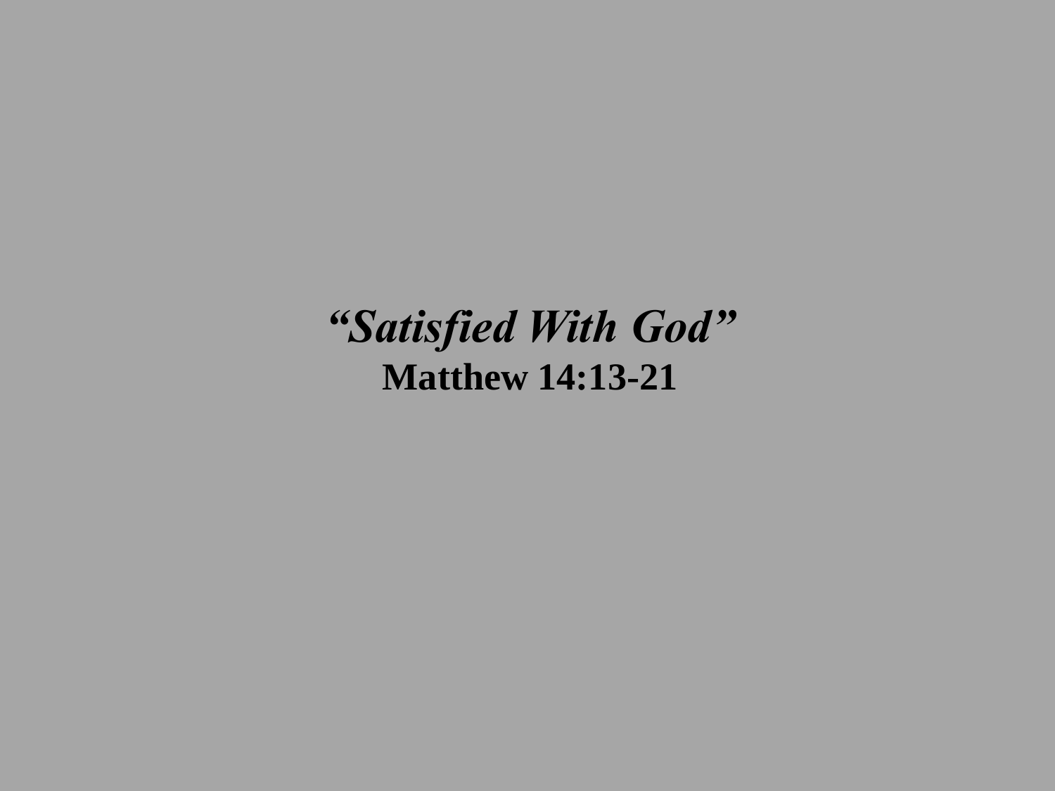# ***"Satisfied With God"***

**Matthew 14:13-21**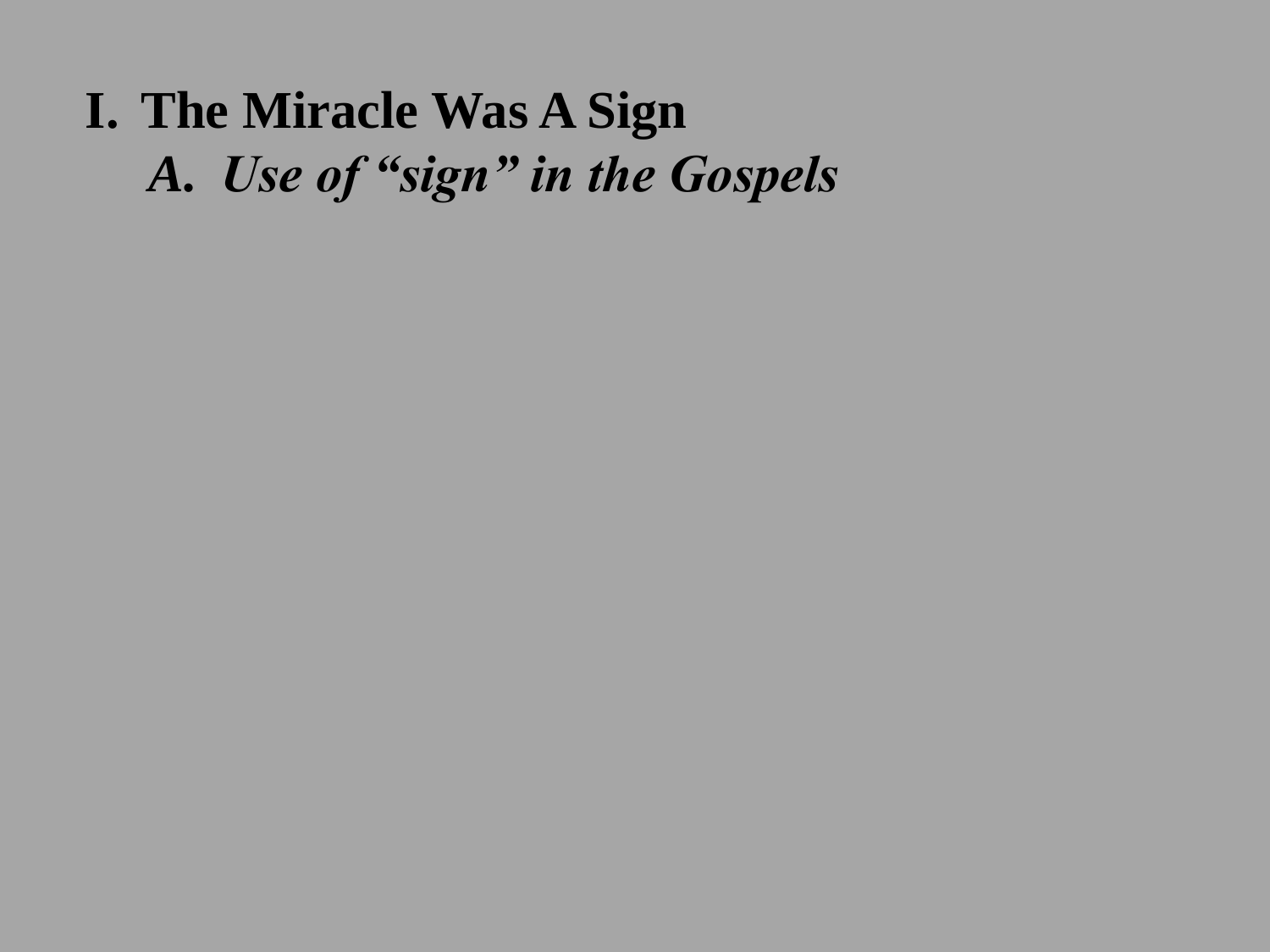**I. The Miracle Was A Sign**

- ***A. Use of “sign” in the Gospels***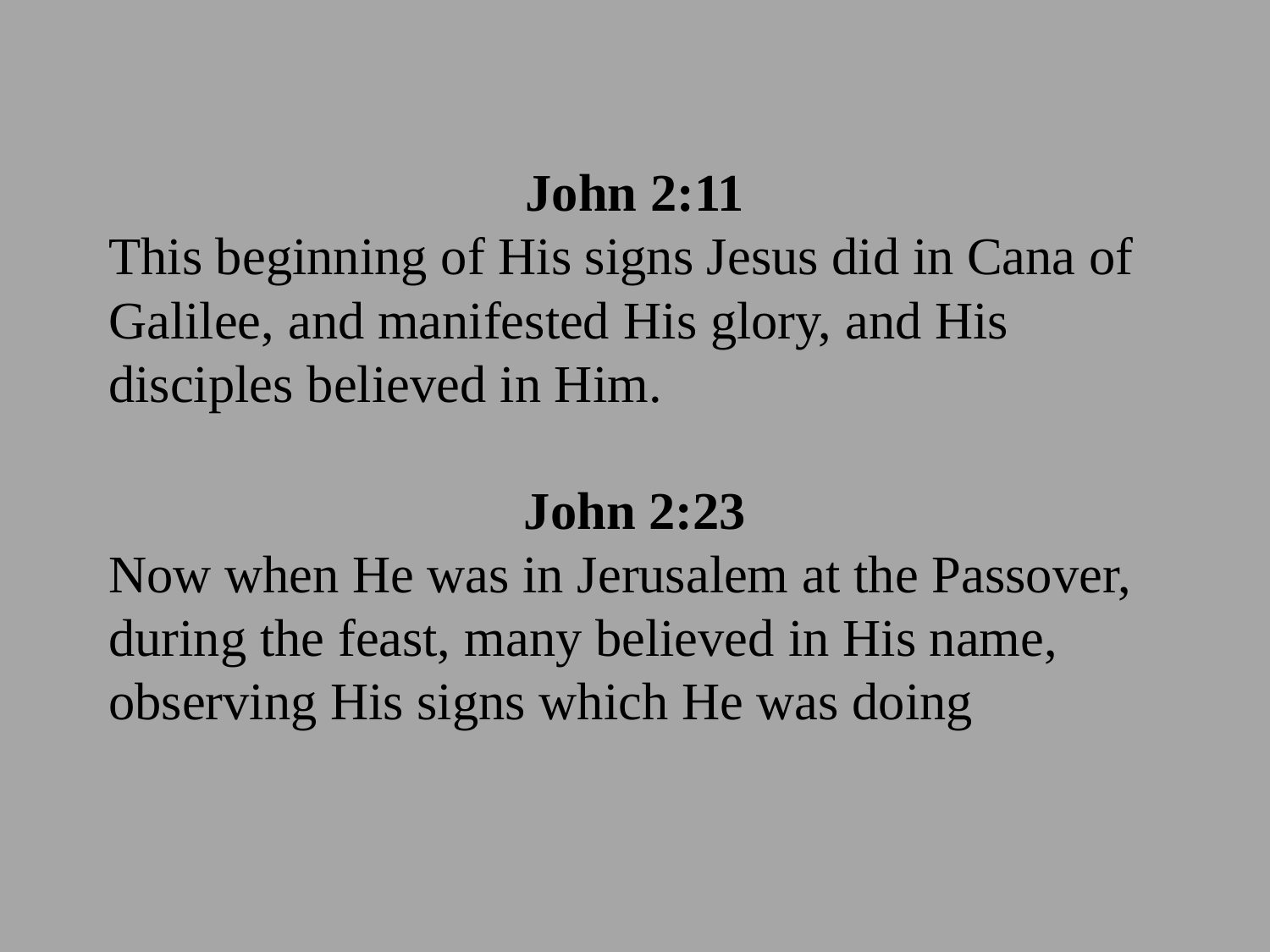**John 2:11**

This beginning of His signs Jesus did in Cana of Galilee, and manifested His glory, and His disciples believed in Him.

**John 2:23**

Now when He was in Jerusalem at the Passover, during the feast, many believed in His name, observing His signs which He was doing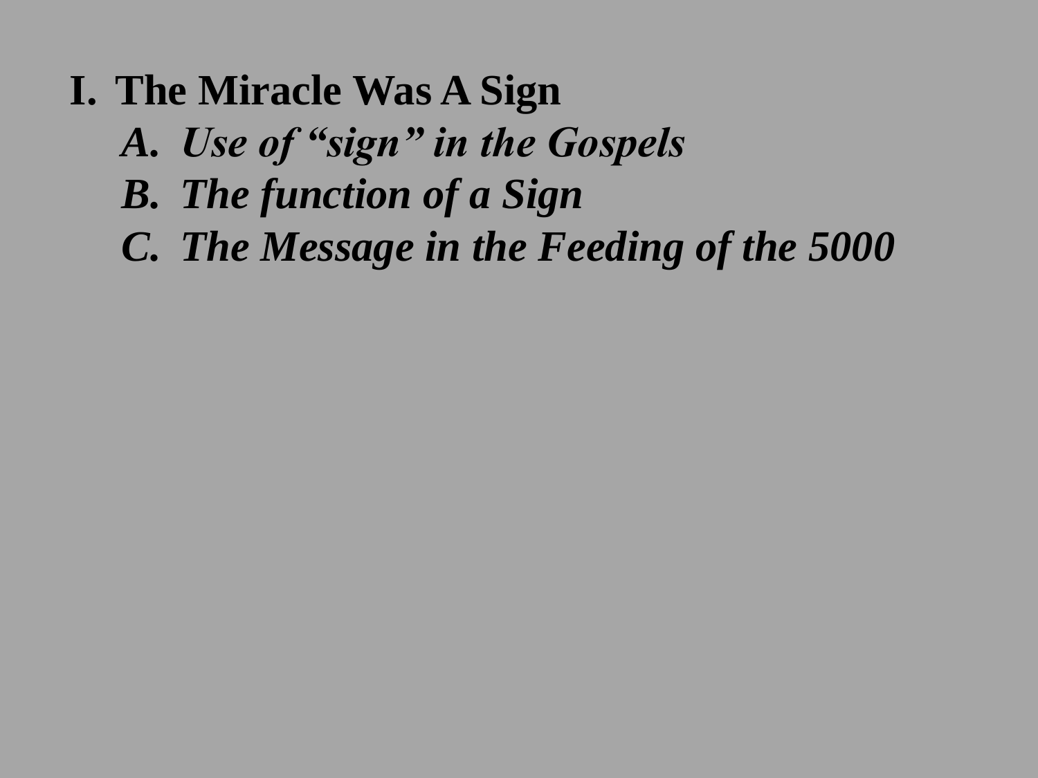**I. The Miracle Was A Sign**

- ***A. Use of "sign" in the Gospels***
- ***B. The function of a Sign***
- ***C. The Message in the Feeding of the 5000***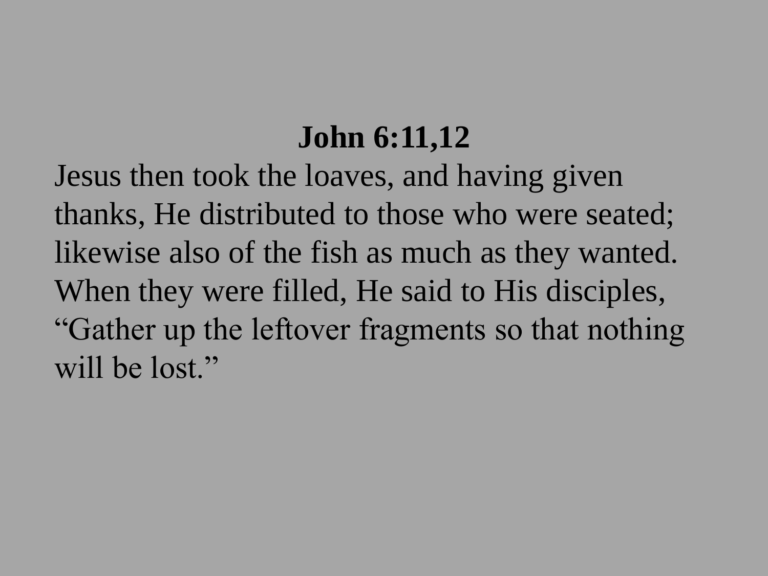**John 6:11,12**

Jesus then took the loaves, and having given thanks, He distributed to those who were seated; likewise also of the fish as much as they wanted. When they were filled, He said to His disciples, “Gather up the leftover fragments so that nothing will be lost.”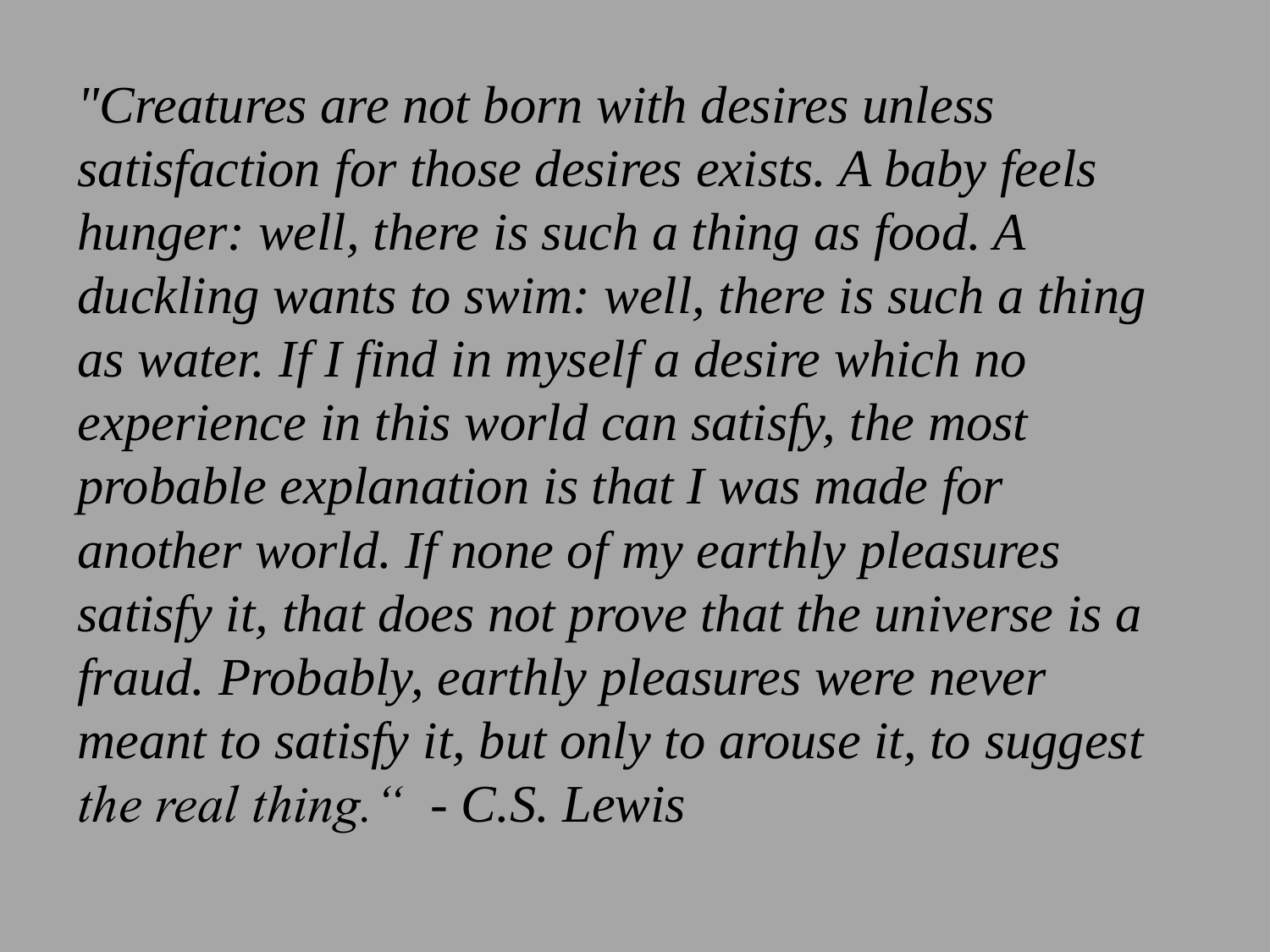*"Creatures are not born with desires unless satisfaction for those desires exists. A baby feels hunger: well, there is such a thing as food. A duckling wants to swim: well, there is such a thing as water. If I find in myself a desire which no experience in this world can satisfy, the most probable explanation is that I was made for another world. If none of my earthly pleasures satisfy it, that does not prove that the universe is a fraud. Probably, earthly pleasures were never meant to satisfy it, but only to arouse it, to suggest the real thing."  - C.S. Lewis*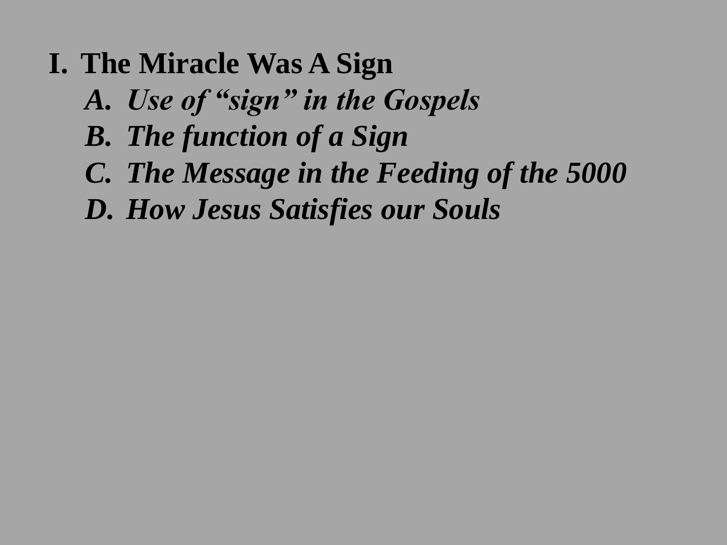I. **The Miracle Was A Sign**

   A. ***Use of "sign" in the Gospels***

   B. ***The function of a Sign***

   C. ***The Message in the Feeding of the 5000***

   D. ***How Jesus Satisfies our Souls***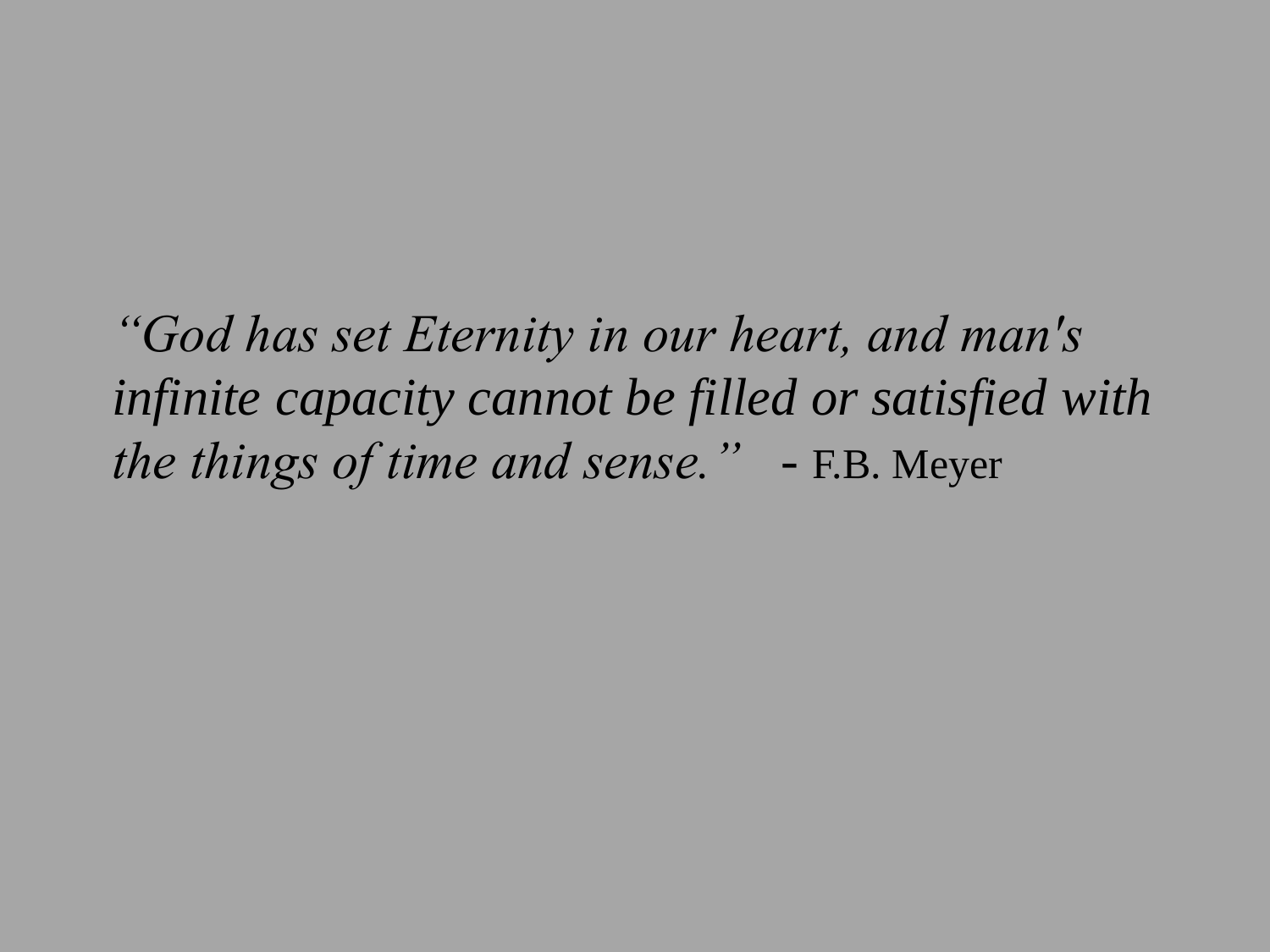*“God has set Eternity in our heart, and man's infinite capacity cannot be filled or satisfied with the things of time and sense.”* - F.B. Meyer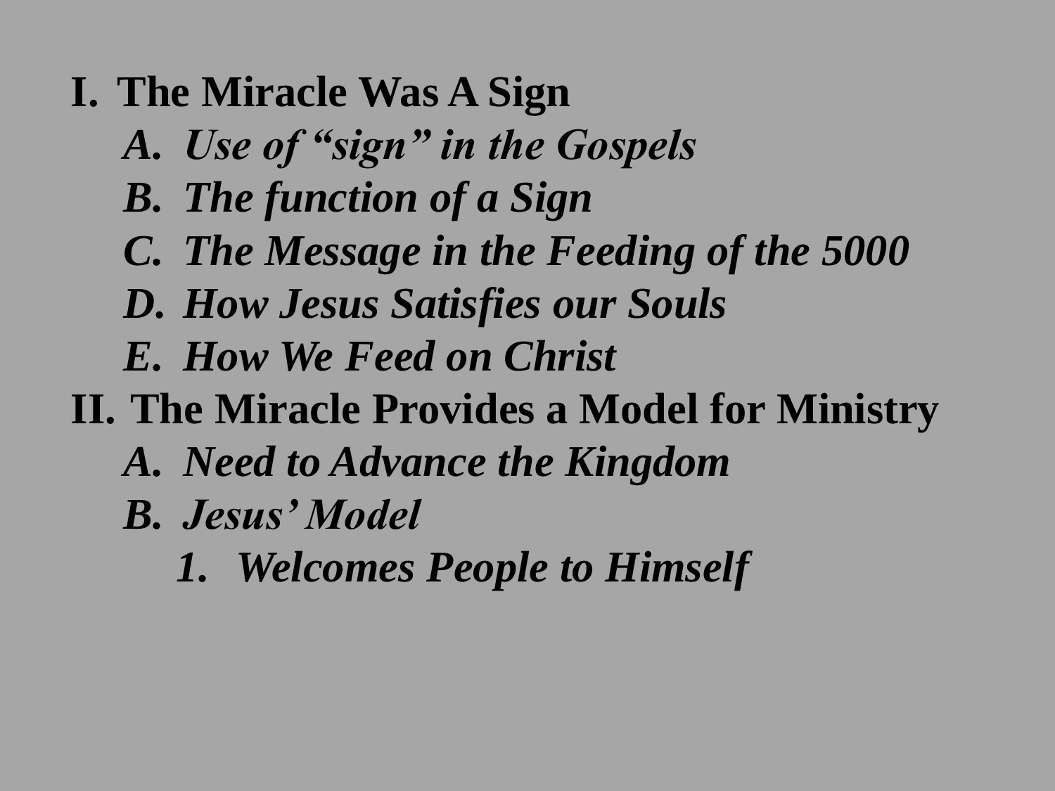**I. The Miracle Was A Sign**

- ***A. Use of “sign” in the Gospels***
- ***B. The function of a Sign***
- ***C. The Message in the Feeding of the 5000***
- ***D. How Jesus Satisfies our Souls***
- ***E. How We Feed on Christ***

**II. The Miracle Provides a Model for Ministry**

- ***A. Need to Advance the Kingdom***
- ***B. Jesus’ Model***
  - ***1. Welcomes People to Himself***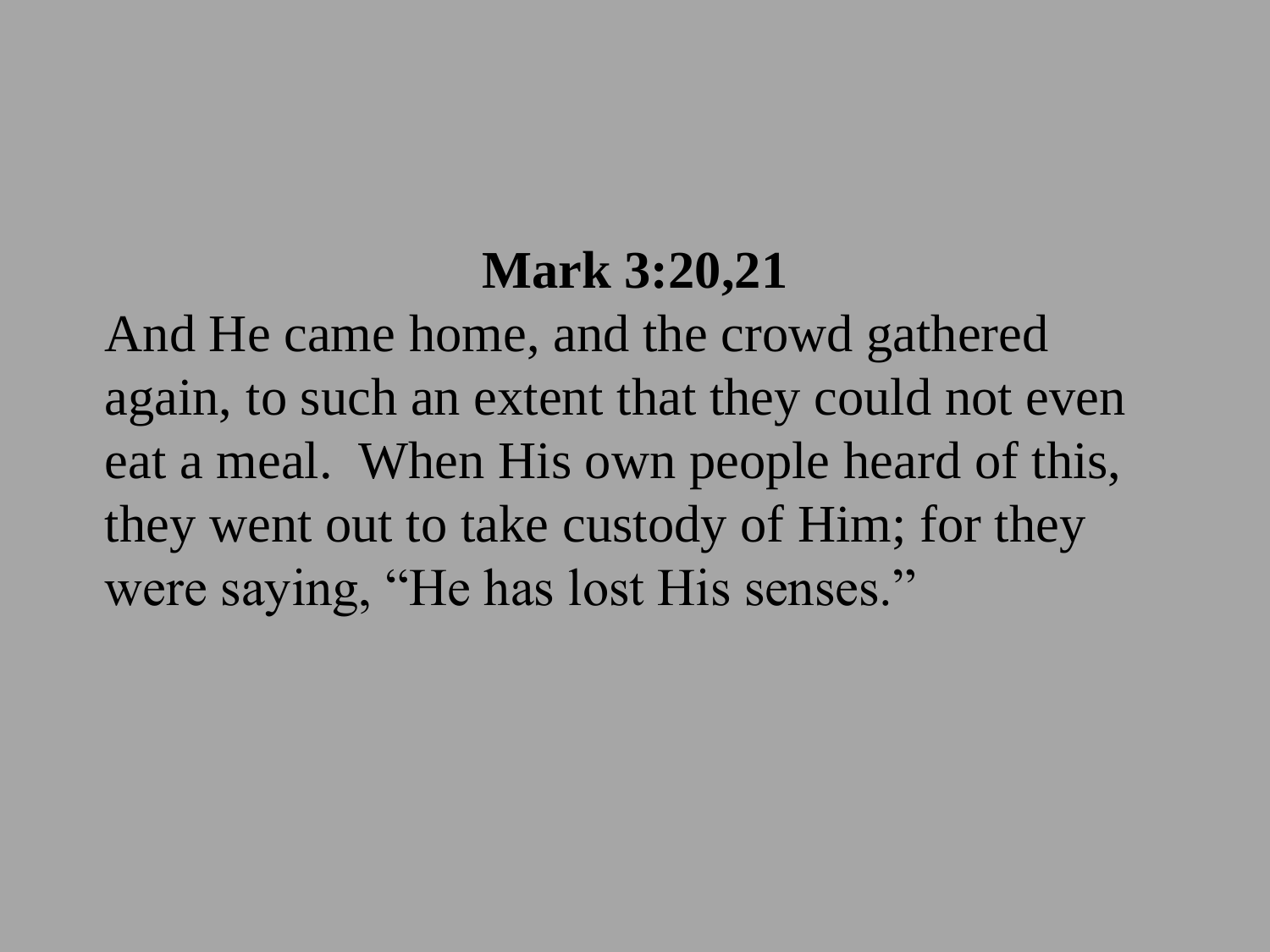**Mark 3:20,21**

And He came home, and the crowd gathered again, to such an extent that they could not even eat a meal.  When His own people heard of this, they went out to take custody of Him; for they were saying, “He has lost His senses.”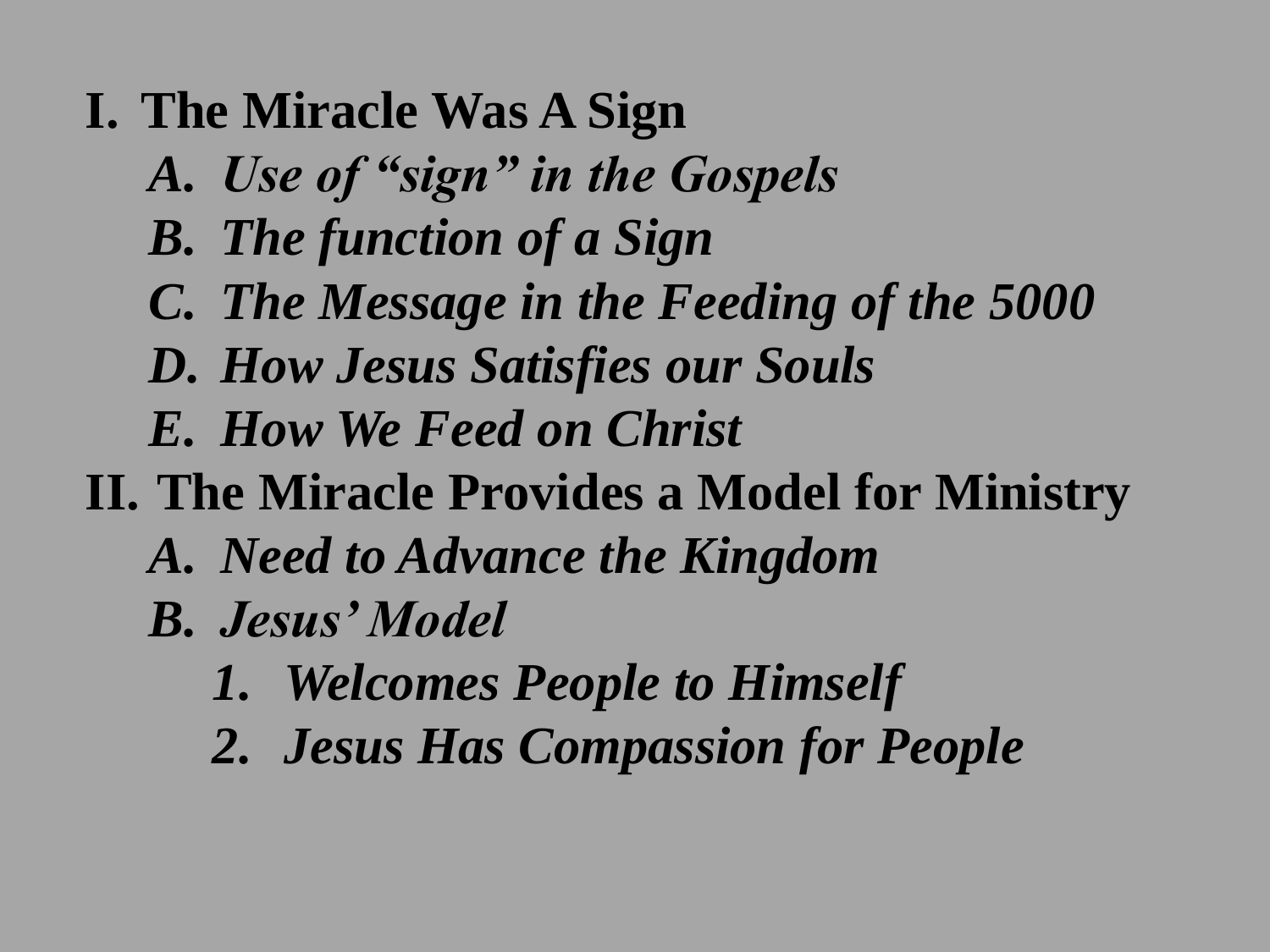**I. The Miracle Was A Sign**

- ***A. Use of "sign" in the Gospels***
- ***B. The function of a Sign***
- ***C. The Message in the Feeding of the 5000***
- ***D. How Jesus Satisfies our Souls***
- ***E. How We Feed on Christ***

**II. The Miracle Provides a Model for Ministry**

- ***A. Need to Advance the Kingdom***
- ***B. Jesus' Model***
  - ***1. Welcomes People to Himself***
  - ***2. Jesus Has Compassion for People***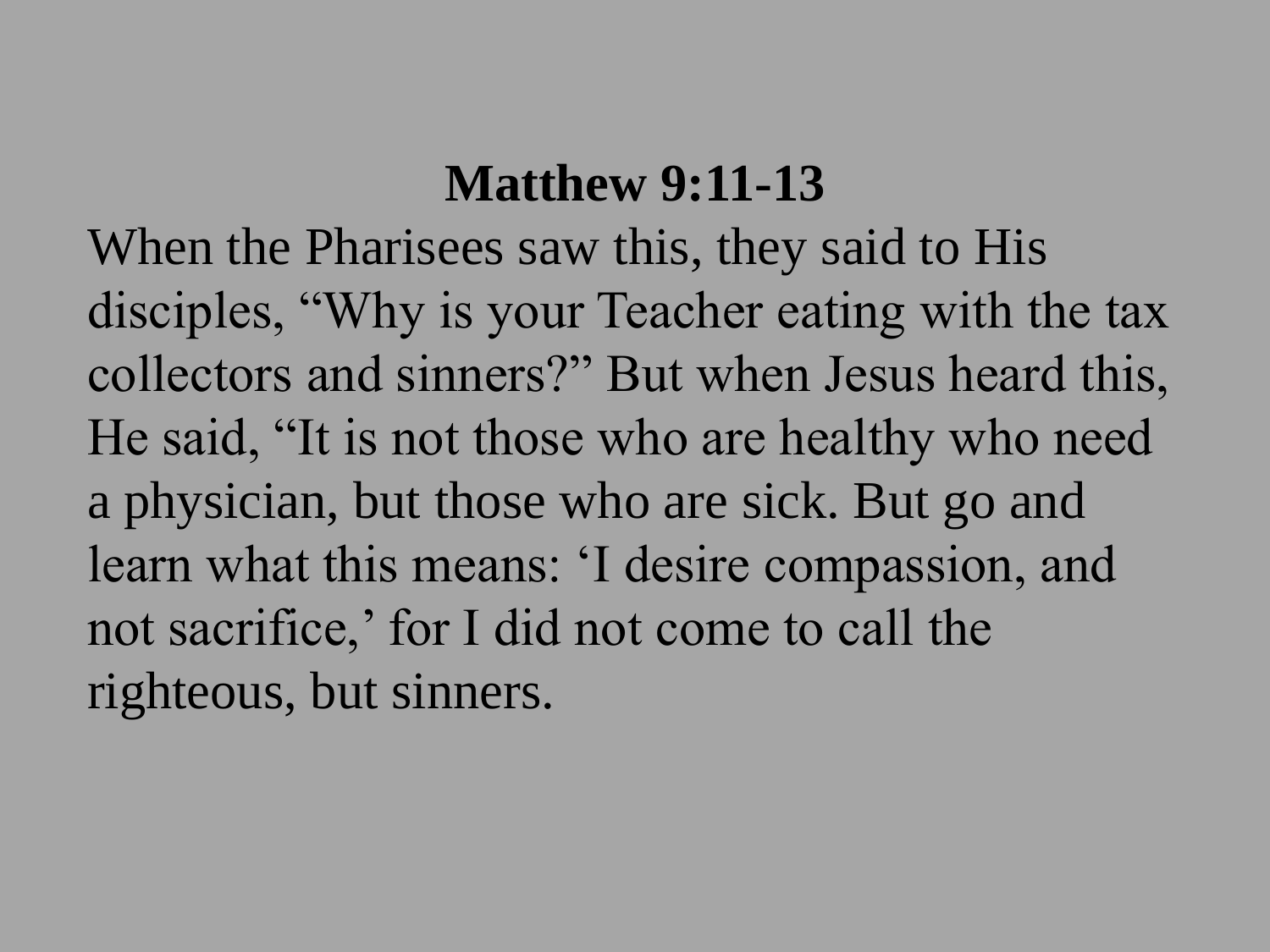**Matthew 9:11-13**

When the Pharisees saw this, they said to His disciples, “Why is your Teacher eating with the tax collectors and sinners?” But when Jesus heard this, He said, “It is not those who are healthy who need a physician, but those who are sick. But go and learn what this means: ‘I desire compassion, and not sacrifice,’ for I did not come to call the righteous, but sinners.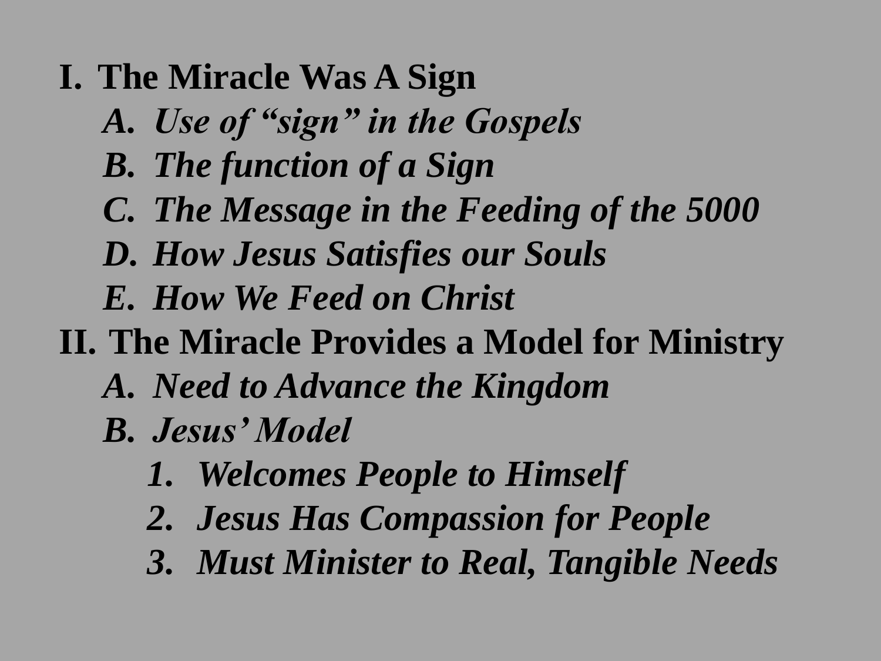**I. The Miracle Was A Sign**

- *A. Use of “sign” in the Gospels*
- *B. The function of a Sign*
- *C. The Message in the Feeding of the 5000*
- *D. How Jesus Satisfies our Souls*
- *E. How We Feed on Christ*

**II. The Miracle Provides a Model for Ministry**

- *A. Need to Advance the Kingdom*
- *B. Jesus’ Model*
    - *1. Welcomes People to Himself*
    - *2. Jesus Has Compassion for People*
    - *3. Must Minister to Real, Tangible Needs*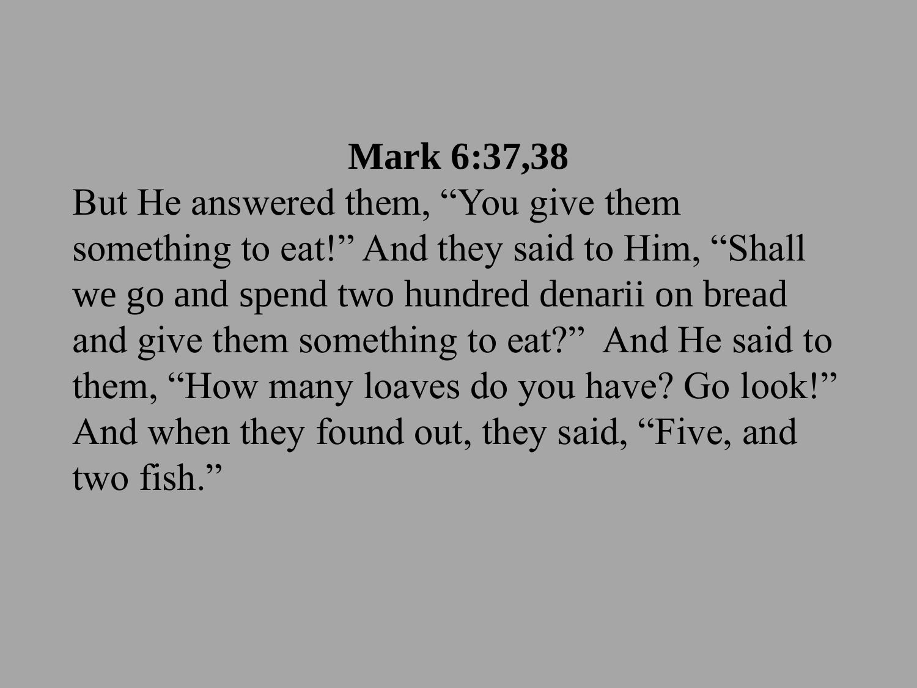**Mark 6:37,38**

But He answered them, “You give them something to eat!” And they said to Him, “Shall we go and spend two hundred denarii on bread and give them something to eat?” And He said to them, “How many loaves do you have? Go look!” And when they found out, they said, “Five, and two fish.”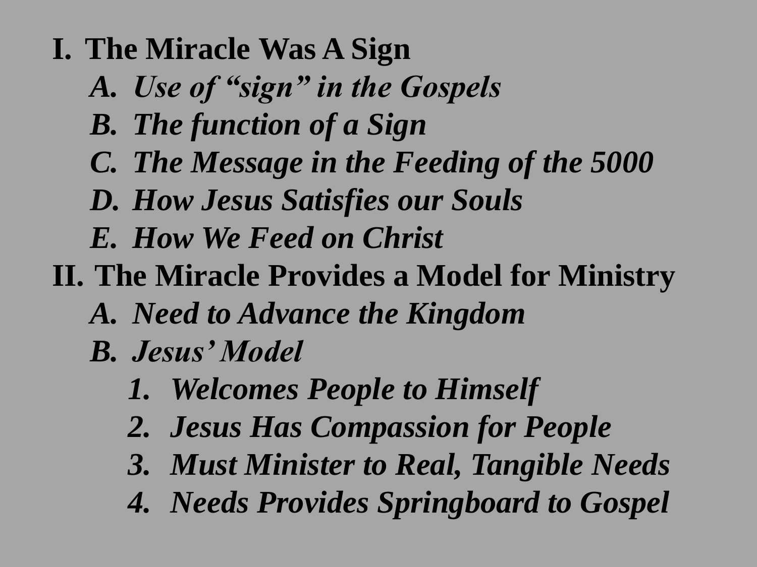I. **The Miracle Was A Sign**
   A. ***Use of "sign" in the Gospels***
   B. ***The function of a Sign***
   C. ***The Message in the Feeding of the 5000***
   D. ***How Jesus Satisfies our Souls***
   E. ***How We Feed on Christ***

II. **The Miracle Provides a Model for Ministry**
   A. ***Need to Advance the Kingdom***
   B. ***Jesus' Model***
      1. ***Welcomes People to Himself***
      2. ***Jesus Has Compassion for People***
      3. ***Must Minister to Real, Tangible Needs***
      4. ***Needs Provides Springboard to Gospel***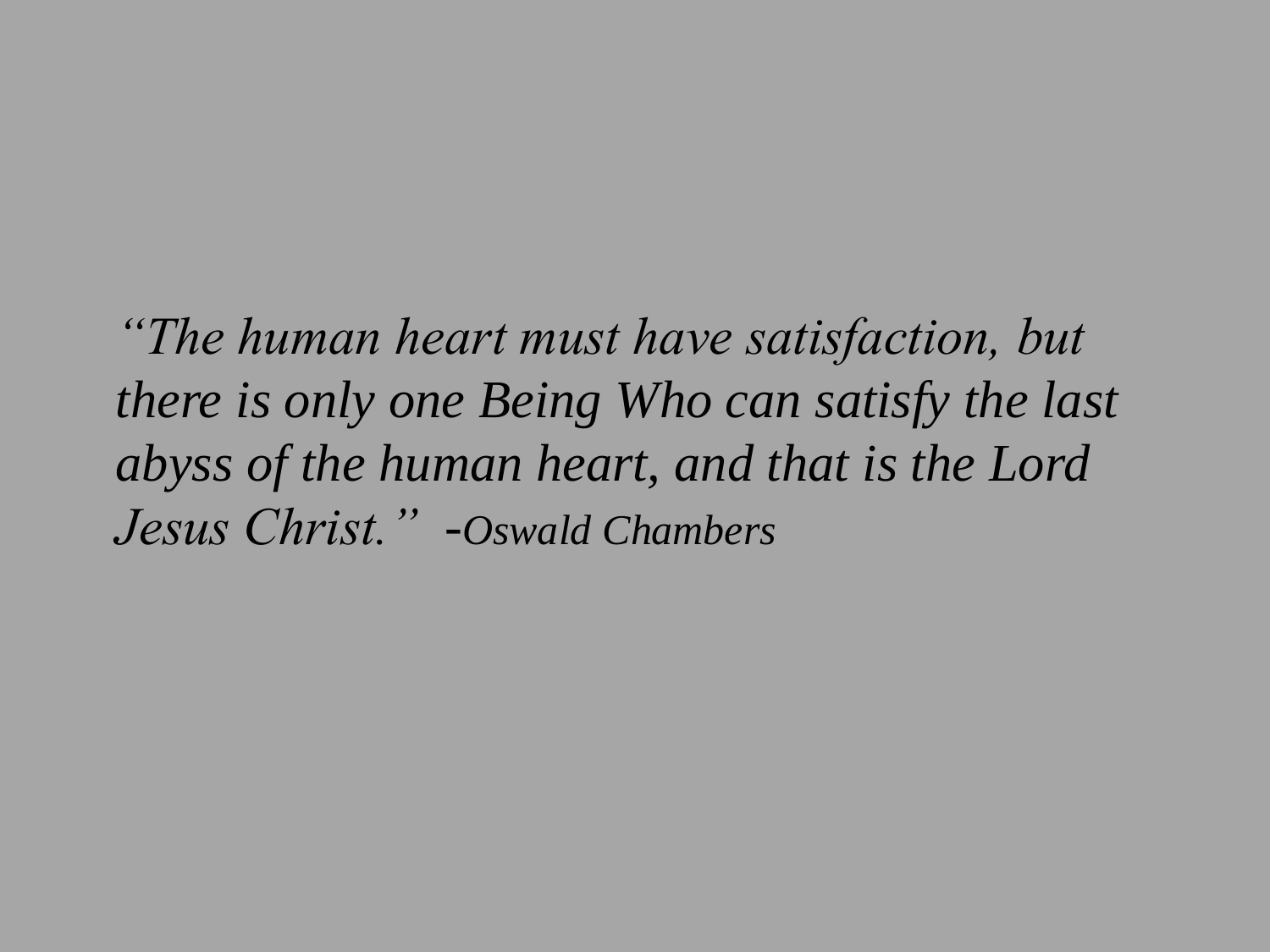*“The human heart must have satisfaction, but there is only one Being Who can satisfy the last abyss of the human heart, and that is the Lord Jesus Christ.”* -*Oswald Chambers*